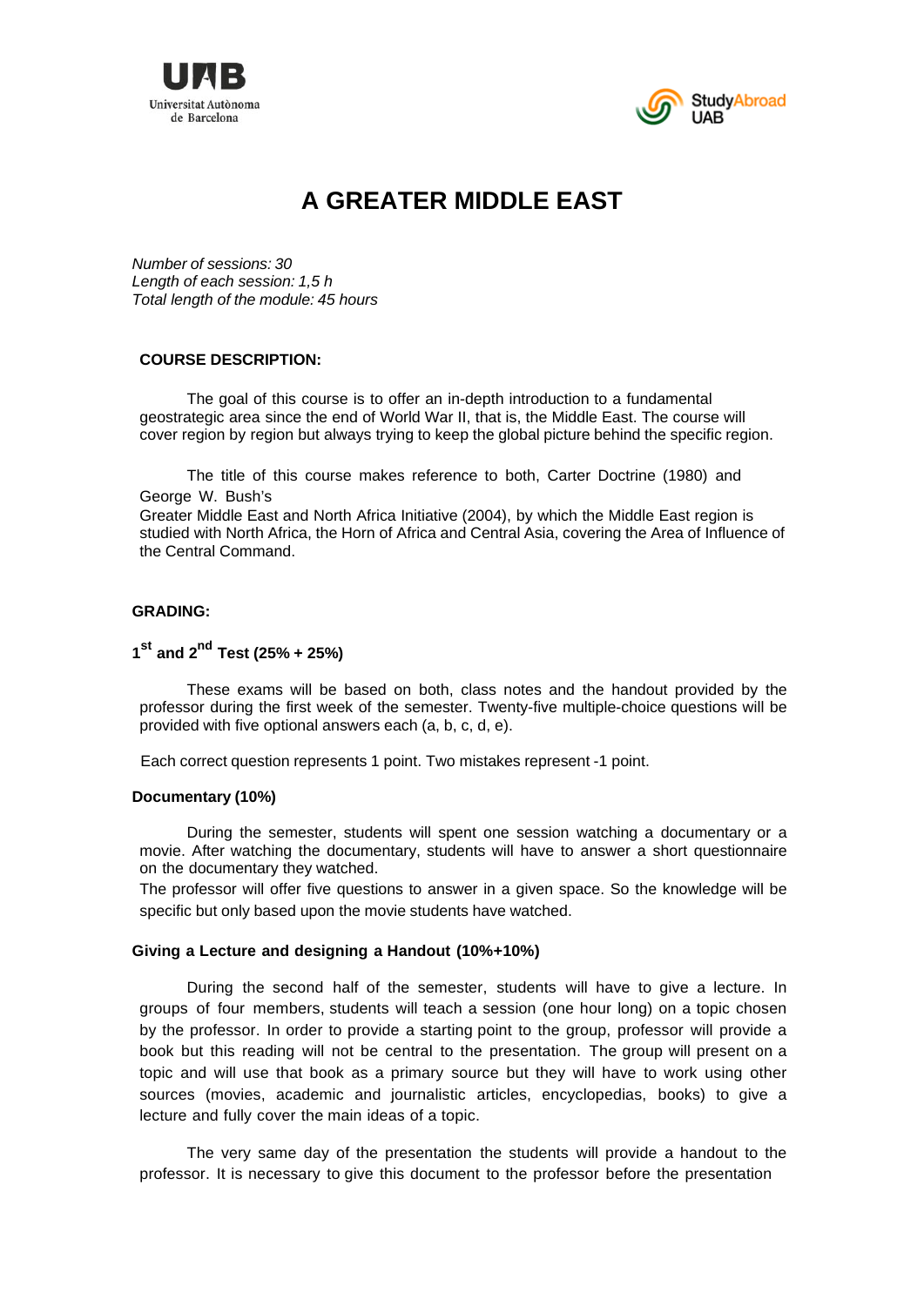# A GREATER MIDDLE EAST

*Number of sessions: 30*
*Length of each session: 1,5 h*
*Total length of the module: 45 hours*

## COURSE DESCRIPTION:

The goal of this course is to offer an in-depth introduction to a fundamental geostrategic area since the end of World War II, that is, the Middle East. The course will cover region by region but always trying to keep the global picture behind the specific region.

The title of this course makes reference to both, Carter Doctrine (1980) and George W. Bush's Greater Middle East and North Africa Initiative (2004), by which the Middle East region is studied with North Africa, the Horn of Africa and Central Asia, covering the Area of Influence of the Central Command.

## GRADING:

### 1st and 2nd Test (25% + 25%)

These exams will be based on both, class notes and the handout provided by the professor during the first week of the semester. Twenty-five multiple-choice questions will be provided with five optional answers each (a, b, c, d, e).

Each correct question represents 1 point. Two mistakes represent -1 point.

### Documentary (10%)

During the semester, students will spent one session watching a documentary or a movie. After watching the documentary, students will have to answer a short questionnaire on the documentary they watched.
The professor will offer five questions to answer in a given space. So the knowledge will be specific but only based upon the movie students have watched.

### Giving a Lecture and designing a Handout (10%+10%)

During the second half of the semester, students will have to give a lecture. In groups of four members, students will teach a session (one hour long) on a topic chosen by the professor. In order to provide a starting point to the group, professor will provide a book but this reading will not be central to the presentation. The group will present on a topic and will use that book as a primary source but they will have to work using other sources (movies, academic and journalistic articles, encyclopedias, books) to give a lecture and fully cover the main ideas of a topic.

The very same day of the presentation the students will provide a handout to the professor. It is necessary to give this document to the professor before the presentation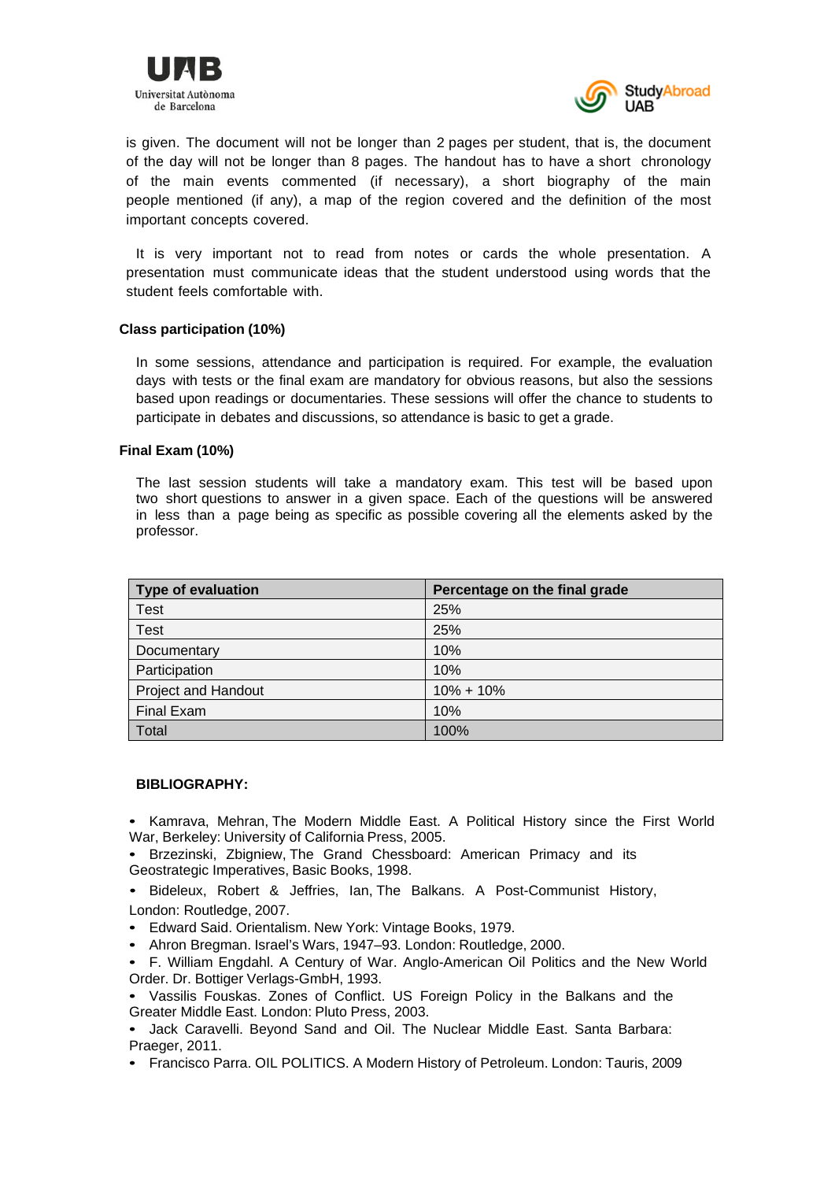is given. The document will not be longer than 2 pages per student, that is, the document of the day will not be longer than 8 pages. The handout has to have a short chronology of the main events commented (if necessary), a short biography of the main people mentioned (if any), a map of the region covered and the definition of the most important concepts covered.

It is very important not to read from notes or cards the whole presentation. A presentation must communicate ideas that the student understood using words that the student feels comfortable with.

**Class participation (10%)**

In some sessions, attendance and participation is required. For example, the evaluation days with tests or the final exam are mandatory for obvious reasons, but also the sessions based upon readings or documentaries. These sessions will offer the chance to students to participate in debates and discussions, so attendance is basic to get a grade.

**Final Exam (10%)**

The last session students will take a mandatory exam. This test will be based upon two short questions to answer in a given space. Each of the questions will be answered in less than a page being as specific as possible covering all the elements asked by the professor.

| Type of evaluation | Percentage on the final grade |
|---|---|
| Test | 25% |
| Test | 25% |
| Documentary | 10% |
| Participation | 10% |
| Project and Handout | 10% + 10% |
| Final Exam | 10% |
| Total | 100% |

**BIBLIOGRAPHY:**

- Kamrava, Mehran, The Modern Middle East. A Political History since the First World War, Berkeley: University of California Press, 2005.
- Brzezinski, Zbigniew, The Grand Chessboard: American Primacy and its Geostrategic Imperatives, Basic Books, 1998.
- Bideleux, Robert & Jeffries, Ian, The Balkans. A Post-Communist History, London: Routledge, 2007.
- Edward Said. Orientalism. New York: Vintage Books, 1979.
- Ahron Bregman. Israel's Wars, 1947–93. London: Routledge, 2000.
- F. William Engdahl. A Century of War. Anglo-American Oil Politics and the New World Order. Dr. Bottiger Verlags-GmbH, 1993.
- Vassilis Fouskas. Zones of Conflict. US Foreign Policy in the Balkans and the Greater Middle East. London: Pluto Press, 2003.
- Jack Caravelli. Beyond Sand and Oil. The Nuclear Middle East. Santa Barbara: Praeger, 2011.
- Francisco Parra. OIL POLITICS. A Modern History of Petroleum. London: Tauris, 2009